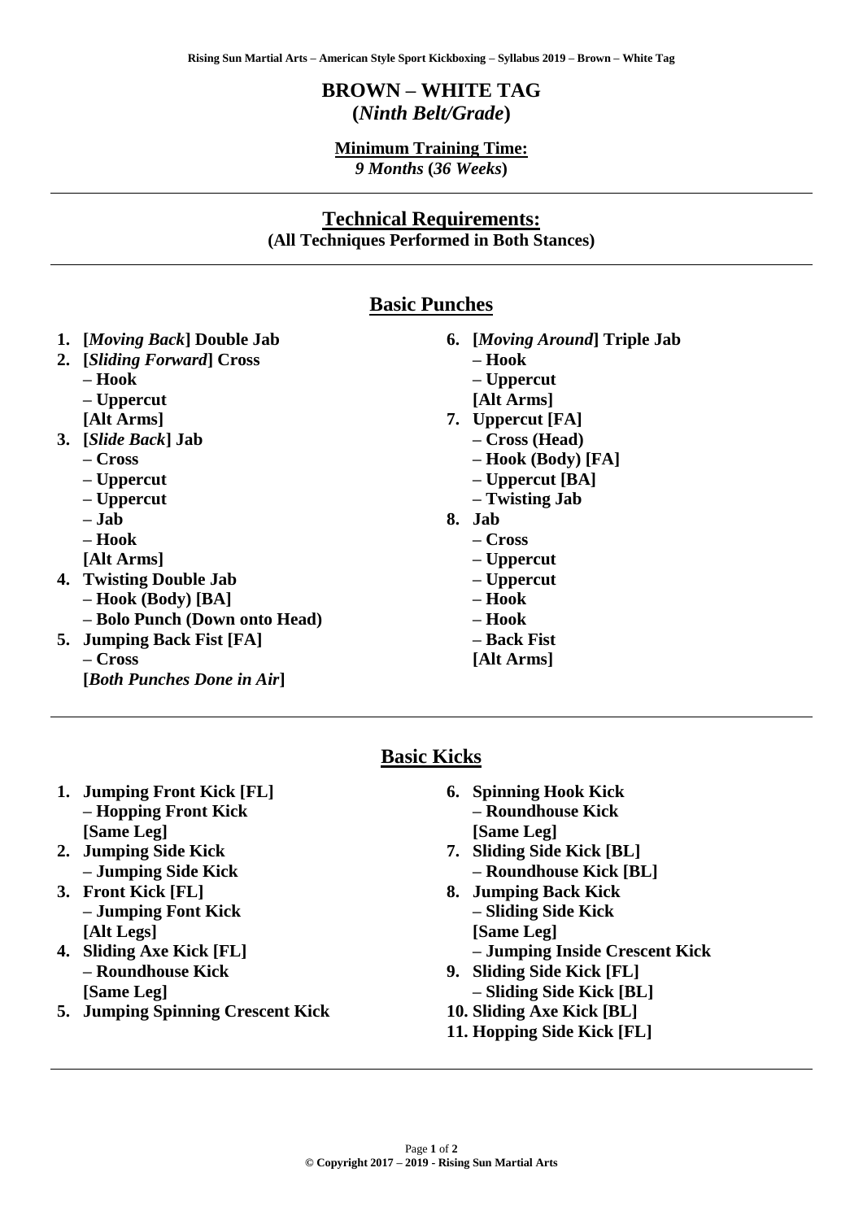# BROWN – WHITE TAG
**(*Ninth Belt/Grade*)**

**Minimum Training Time:**
*9 Months* **(***36 Weeks***)**

---

## Technical Requirements:
**(All Techniques Performed in Both Stances)**

---

## Basic Punches

1. **[*Moving Back*] Double Jab**
2. **[*Sliding Forward*] Cross**
   **– Hook**
   **– Uppercut**
   **[Alt Arms]**
3. **[*Slide Back*] Jab**
   **– Cross**
   **– Uppercut**
   **– Uppercut**
   **– Jab**
   **– Hook**
   **[Alt Arms]**
4. **Twisting Double Jab**
   **– Hook (Body) [BA]**
   **– Bolo Punch (Down onto Head)**
5. **Jumping Back Fist [FA]**
   **– Cross**
   **[*Both Punches Done in Air*]**
6. **[*Moving Around*] Triple Jab**
   **– Hook**
   **– Uppercut**
   **[Alt Arms]**
7. **Uppercut [FA]**
   **– Cross (Head)**
   **– Hook (Body) [FA]**
   **– Uppercut [BA]**
   **– Twisting Jab**
8. **Jab**
   **– Cross**
   **– Uppercut**
   **– Uppercut**
   **– Hook**
   **– Hook**
   **– Back Fist**
   **[Alt Arms]**

---

## Basic Kicks

1. **Jumping Front Kick [FL]**
   **– Hopping Front Kick**
   **[Same Leg]**
2. **Jumping Side Kick**
   **– Jumping Side Kick**
3. **Front Kick [FL]**
   **– Jumping Font Kick**
   **[Alt Legs]**
4. **Sliding Axe Kick [FL]**
   **– Roundhouse Kick**
   **[Same Leg]**
5. **Jumping Spinning Crescent Kick**
6. **Spinning Hook Kick**
   **– Roundhouse Kick**
   **[Same Leg]**
7. **Sliding Side Kick [BL]**
   **– Roundhouse Kick [BL]**
8. **Jumping Back Kick**
   **– Sliding Side Kick**
   **[Same Leg]**
   **– Jumping Inside Crescent Kick**
9. **Sliding Side Kick [FL]**
   **– Sliding Side Kick [BL]**
10. **Sliding Axe Kick [BL]**
11. **Hopping Side Kick [FL]**

---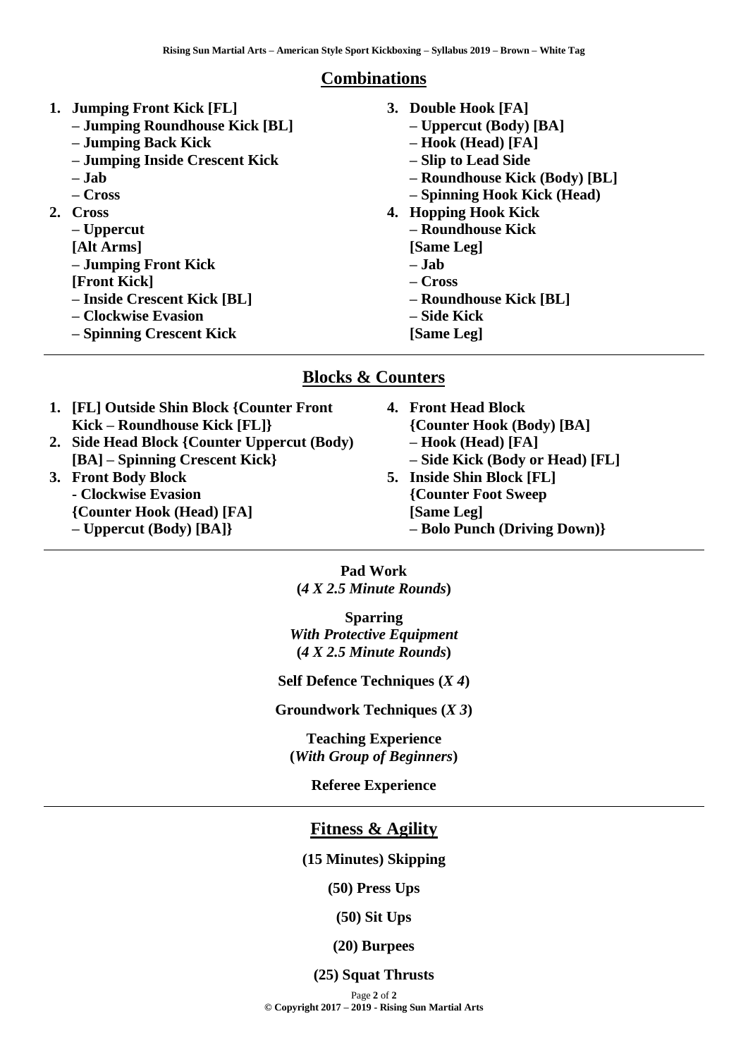## Combinations

1. **Jumping Front Kick [FL]**
   **– Jumping Roundhouse Kick [BL]**
   **– Jumping Back Kick**
   **– Jumping Inside Crescent Kick**
   **– Jab**
   **– Cross**
2. **Cross**
   **– Uppercut**
   **[Alt Arms]**
   **– Jumping Front Kick**
   **[Front Kick]**
   **– Inside Crescent Kick [BL]**
   **– Clockwise Evasion**
   **– Spinning Crescent Kick**
3. **Double Hook [FA]**
   **– Uppercut (Body) [BA]**
   **– Hook (Head) [FA]**
   **– Slip to Lead Side**
   **– Roundhouse Kick (Body) [BL]**
   **– Spinning Hook Kick (Head)**
4. **Hopping Hook Kick**
   **– Roundhouse Kick**
   **[Same Leg]**
   **– Jab**
   **– Cross**
   **– Roundhouse Kick [BL]**
   **– Side Kick**
   **[Same Leg]**

---

## Blocks & Counters

1. **[FL] Outside Shin Block {Counter Front Kick – Roundhouse Kick [FL]}**
2. **Side Head Block {Counter Uppercut (Body) [BA] – Spinning Crescent Kick}**
3. **Front Body Block**
   **- Clockwise Evasion**
   **{Counter Hook (Head) [FA]**
   **– Uppercut (Body) [BA]}**
4. **Front Head Block**
   **{Counter Hook (Body) [BA]**
   **– Hook (Head) [FA]**
   **– Side Kick (Body or Head) [FL]**
5. **Inside Shin Block [FL]**
   **{Counter Foot Sweep**
   **[Same Leg]**
   **– Bolo Punch (Driving Down)}**

---

**Pad Work**
**(*4 X 2.5 Minute Rounds*)**

**Sparring**
***With Protective Equipment***
**(*4 X 2.5 Minute Rounds*)**

**Self Defence Techniques (*X 4*)**

**Groundwork Techniques (*X 3*)**

**Teaching Experience**
**(*With Group of Beginners*)**

**Referee Experience**

---

## Fitness & Agility

**(15 Minutes) Skipping**

**(50) Press Ups**

**(50) Sit Ups**

**(20) Burpees**

**(25) Squat Thrusts**

**© Copyright 2017 – 2019 - Rising Sun Martial Arts**